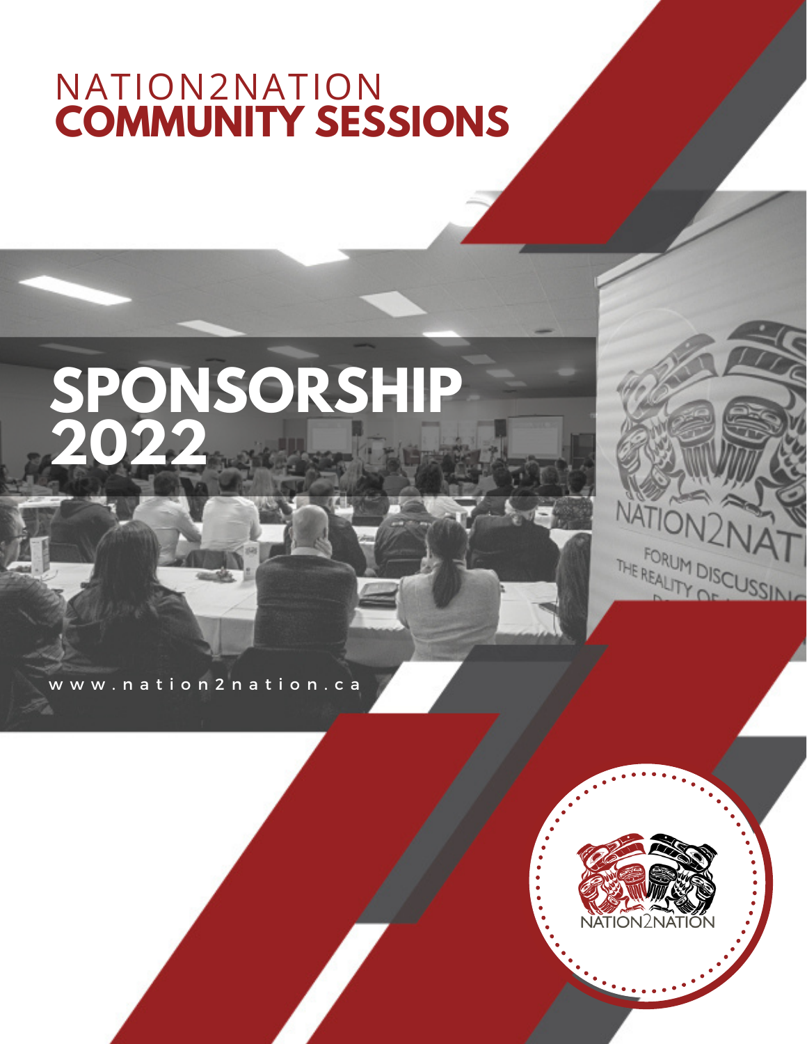# NATION2NATION
# **COMMUNITY SESSIONS**

# **SPONSORSHIP 2022**

www.nation2nation.ca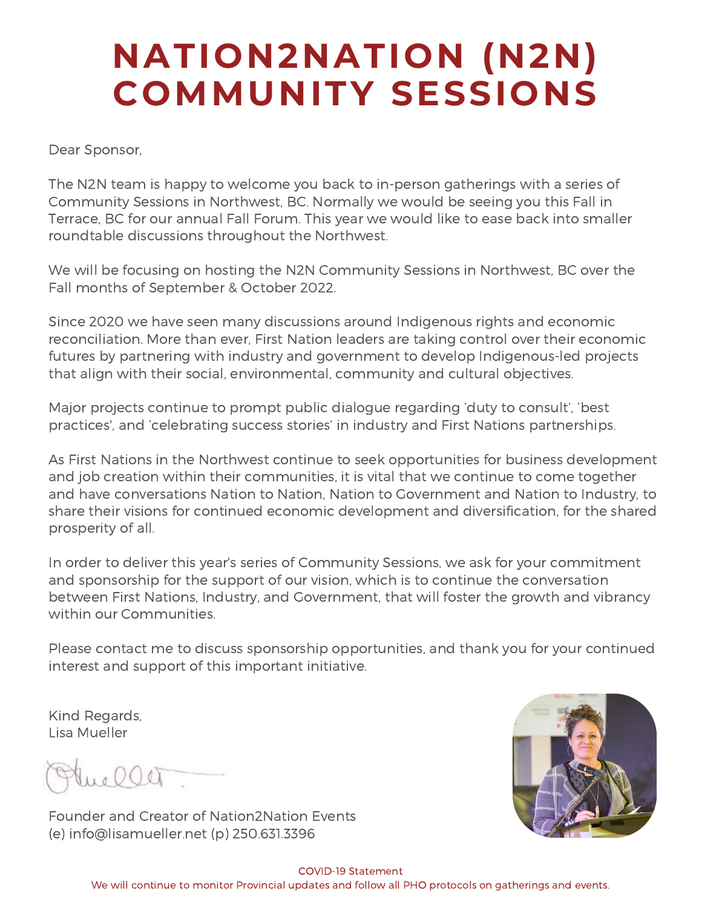# NATION2NATION (N2N) COMMUNITY SESSIONS

Dear Sponsor,

The N2N team is happy to welcome you back to in-person gatherings with a series of Community Sessions in Northwest, BC. Normally we would be seeing you this Fall in Terrace, BC for our annual Fall Forum. This year we would like to ease back into smaller roundtable discussions throughout the Northwest.

We will be focusing on hosting the N2N Community Sessions in Northwest, BC over the Fall months of September & October 2022.

Since 2020 we have seen many discussions around Indigenous rights and economic reconciliation. More than ever, First Nation leaders are taking control over their economic futures by partnering with industry and government to develop Indigenous-led projects that align with their social, environmental, community and cultural objectives.

Major projects continue to prompt public dialogue regarding 'duty to consult', 'best practices', and 'celebrating success stories' in industry and First Nations partnerships.

As First Nations in the Northwest continue to seek opportunities for business development and job creation within their communities, it is vital that we continue to come together and have conversations Nation to Nation, Nation to Government and Nation to Industry, to share their visions for continued economic development and diversification, for the shared prosperity of all.

In order to deliver this year's series of Community Sessions, we ask for your commitment and sponsorship for the support of our vision, which is to continue the conversation between First Nations, Industry, and Government, that will foster the growth and vibrancy within our Communities.

Please contact me to discuss sponsorship opportunities, and thank you for your continued interest and support of this important initiative.

Kind Regards,
Lisa Mueller

Founder and Creator of Nation2Nation Events
(e) info@lisamueller.net (p) 250.631.3396

COVID-19 Statement
We will continue to monitor Provincial updates and follow all PHO protocols on gatherings and events.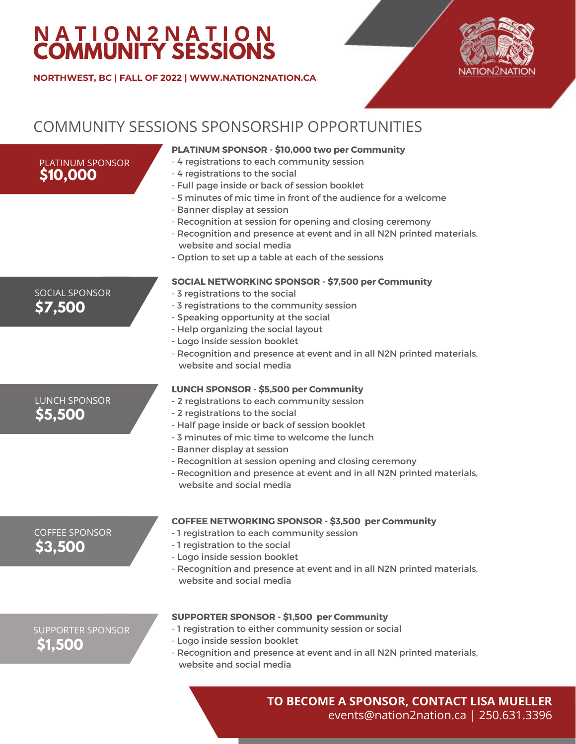# NATION2NATION COMMUNITY SESSIONS

**NORTHWEST, BC | FALL OF 2022 | WWW.NATION2NATION.CA**

NATION2NATION

## COMMUNITY SESSIONS SPONSORSHIP OPPORTUNITIES

PLATINUM SPONSOR
**$10,000**

**PLATINUM SPONSOR - $10,000 two per Community**
- 4 registrations to each community session
- 4 registrations to the social
- Full page inside or back of session booklet
- 5 minutes of mic time in front of the audience for a welcome
- Banner display at session
- Recognition at session for opening and closing ceremony
- Recognition and presence at event and in all N2N printed materials, website and social media
- Option to set up a table at each of the sessions

SOCIAL SPONSOR
**$7,500**

**SOCIAL NETWORKING SPONSOR - $7,500 per Community**
- 3 registrations to the social
- 3 registrations to the community session
- Speaking opportunity at the social
- Help organizing the social layout
- Logo inside session booklet
- Recognition and presence at event and in all N2N printed materials, website and social media

LUNCH SPONSOR
**$5,500**

**LUNCH SPONSOR - $5,500 per Community**
- 2 registrations to each community session
- 2 registrations to the social
- Half page inside or back of session booklet
- 3 minutes of mic time to welcome the lunch
- Banner display at session
- Recognition at session opening and closing ceremony
- Recognition and presence at event and in all N2N printed materials, website and social media

COFFEE SPONSOR
**$3,500**

**COFFEE NETWORKING SPONSOR - $3,500 per Community**
- 1 registration to each community session
- 1 registration to the social
- Logo inside session booklet
- Recognition and presence at event and in all N2N printed materials, website and social media

SUPPORTER SPONSOR
**$1,500**

**SUPPORTER SPONSOR - $1,500 per Community**
- 1 registration to either community session or social
- Logo inside session booklet
- Recognition and presence at event and in all N2N printed materials, website and social media

**TO BECOME A SPONSOR, CONTACT LISA MUELLER**
events@nation2nation.ca | 250.631.3396